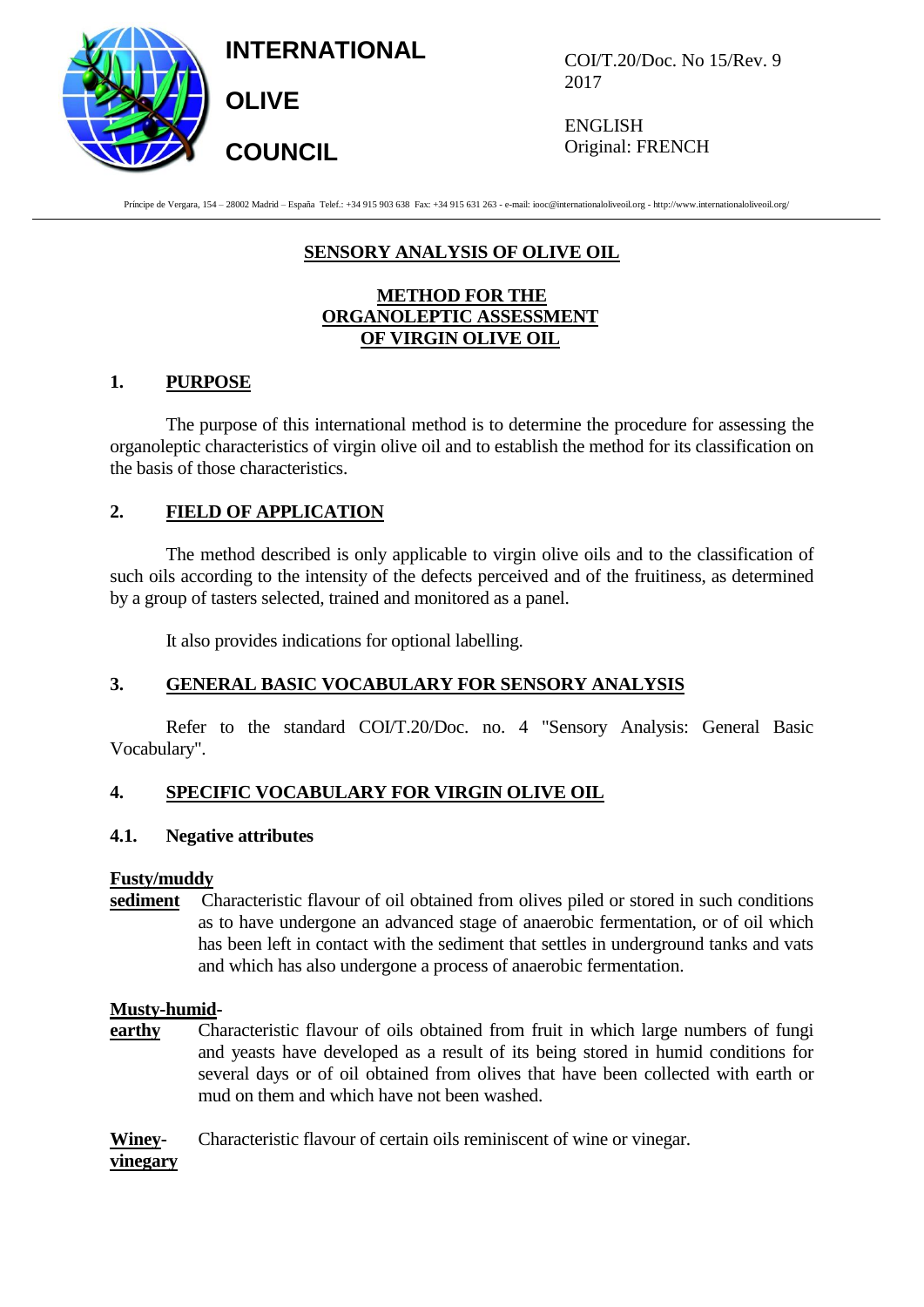**INTERNATIONAL OLIVE COUNCIL**

COI/T.20/Doc. No 15/Rev. 9
2017

ENGLISH
Original: FRENCH

Príncipe de Vergara, 154 – 28002 Madrid – España Telef.: +34 915 903 638 Fax: +34 915 631 263 - e-mail: iooc@internationaloliveoil.org - http://www.internationaloliveoil.org/

# SENSORY ANALYSIS OF OLIVE OIL

## METHOD FOR THE ORGANOLEPTIC ASSESSMENT OF VIRGIN OLIVE OIL

## 1. PURPOSE

The purpose of this international method is to determine the procedure for assessing the organoleptic characteristics of virgin olive oil and to establish the method for its classification on the basis of those characteristics.

## 2. FIELD OF APPLICATION

The method described is only applicable to virgin olive oils and to the classification of such oils according to the intensity of the defects perceived and of the fruitiness, as determined by a group of tasters selected, trained and monitored as a panel.

It also provides indications for optional labelling.

## 3. GENERAL BASIC VOCABULARY FOR SENSORY ANALYSIS

Refer to the standard COI/T.20/Doc. no. 4 "Sensory Analysis: General Basic Vocabulary".

## 4. SPECIFIC VOCABULARY FOR VIRGIN OLIVE OIL

### 4.1. Negative attributes

**Fusty/muddy sediment** Characteristic flavour of oil obtained from olives piled or stored in such conditions as to have undergone an advanced stage of anaerobic fermentation, or of oil which has been left in contact with the sediment that settles in underground tanks and vats and which has also undergone a process of anaerobic fermentation.

**Musty-humid-earthy** Characteristic flavour of oils obtained from fruit in which large numbers of fungi and yeasts have developed as a result of its being stored in humid conditions for several days or of oil obtained from olives that have been collected with earth or mud on them and which have not been washed.

**Winey-vinegary** Characteristic flavour of certain oils reminiscent of wine or vinegar.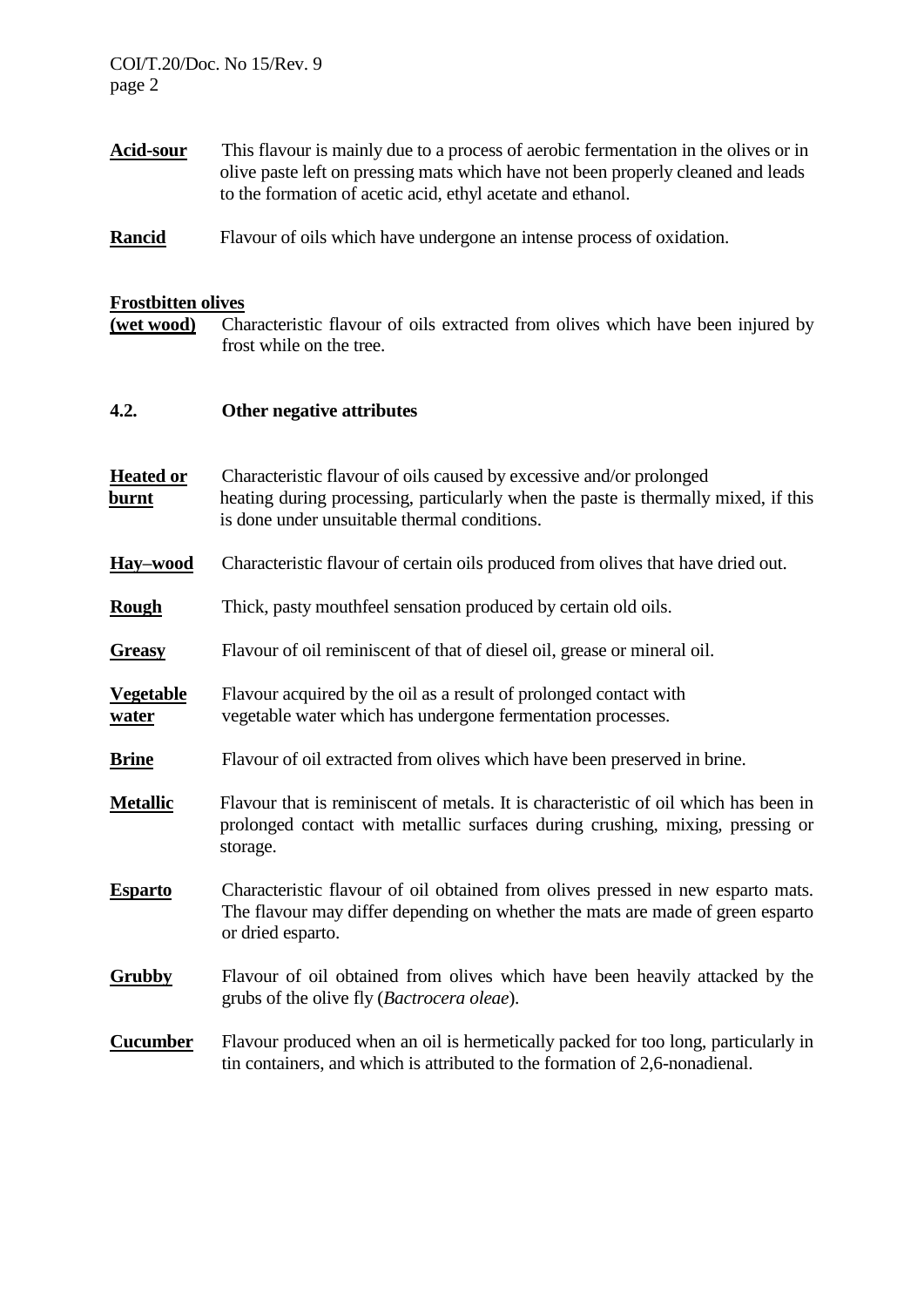**Acid-sour** This flavour is mainly due to a process of aerobic fermentation in the olives or in olive paste left on pressing mats which have not been properly cleaned and leads to the formation of acetic acid, ethyl acetate and ethanol.

**Rancid** Flavour of oils which have undergone an intense process of oxidation.

**Frostbitten olives (wet wood)** Characteristic flavour of oils extracted from olives which have been injured by frost while on the tree.

### 4.2. Other negative attributes

**Heated or burnt** Characteristic flavour of oils caused by excessive and/or prolonged heating during processing, particularly when the paste is thermally mixed, if this is done under unsuitable thermal conditions.

**Hay–wood** Characteristic flavour of certain oils produced from olives that have dried out.

**Rough** Thick, pasty mouthfeel sensation produced by certain old oils.

**Greasy** Flavour of oil reminiscent of that of diesel oil, grease or mineral oil.

**Vegetable water** Flavour acquired by the oil as a result of prolonged contact with vegetable water which has undergone fermentation processes.

**Brine** Flavour of oil extracted from olives which have been preserved in brine.

**Metallic** Flavour that is reminiscent of metals. It is characteristic of oil which has been in prolonged contact with metallic surfaces during crushing, mixing, pressing or storage.

**Esparto** Characteristic flavour of oil obtained from olives pressed in new esparto mats. The flavour may differ depending on whether the mats are made of green esparto or dried esparto.

**Grubby** Flavour of oil obtained from olives which have been heavily attacked by the grubs of the olive fly (*Bactrocera oleae*).

**Cucumber** Flavour produced when an oil is hermetically packed for too long, particularly in tin containers, and which is attributed to the formation of 2,6-nonadienal.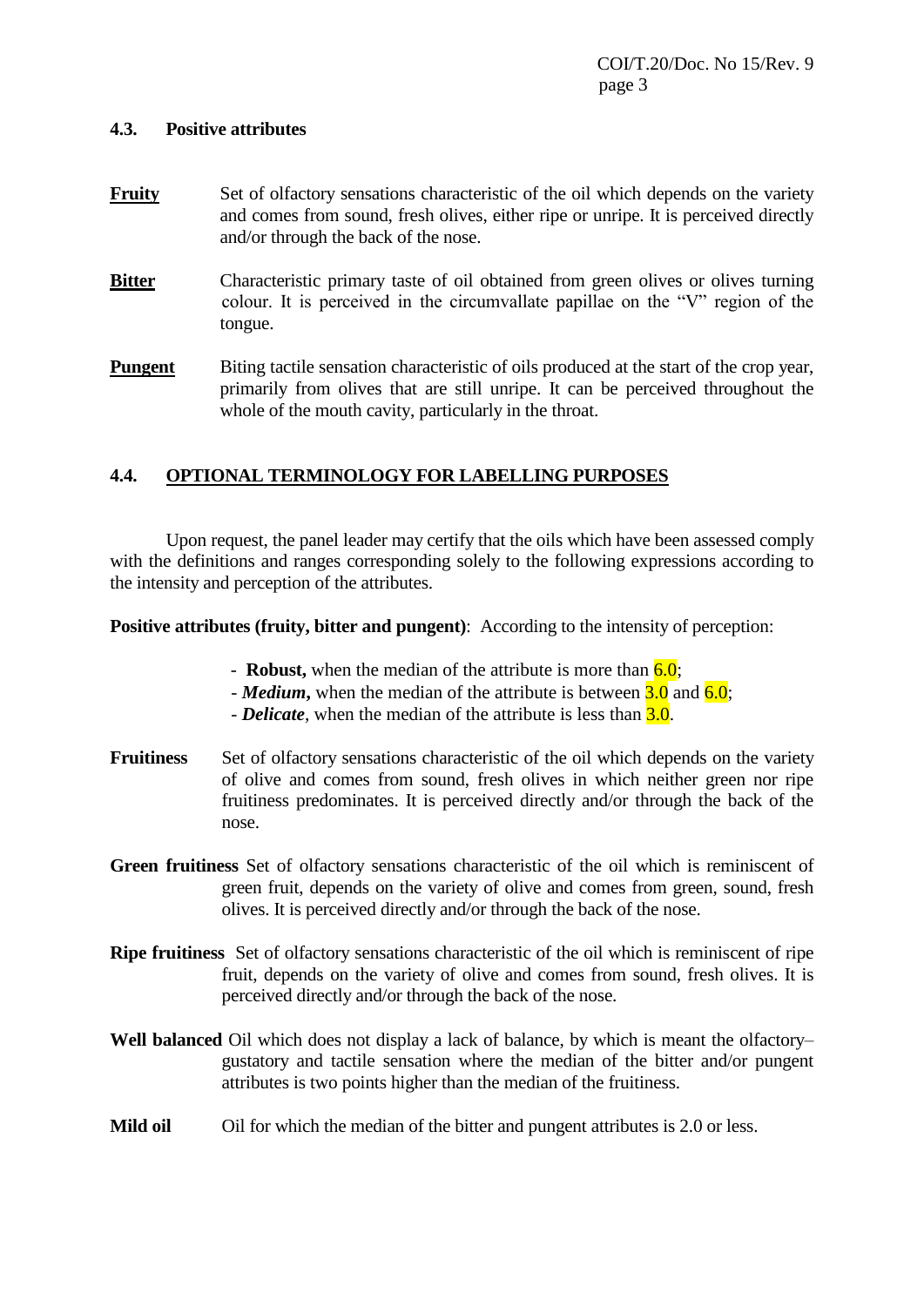### 4.3. Positive attributes

**Fruity** Set of olfactory sensations characteristic of the oil which depends on the variety and comes from sound, fresh olives, either ripe or unripe. It is perceived directly and/or through the back of the nose.

**Bitter** Characteristic primary taste of oil obtained from green olives or olives turning colour. It is perceived in the circumvallate papillae on the "V" region of the tongue.

**Pungent** Biting tactile sensation characteristic of oils produced at the start of the crop year, primarily from olives that are still unripe. It can be perceived throughout the whole of the mouth cavity, particularly in the throat.

### 4.4. OPTIONAL TERMINOLOGY FOR LABELLING PURPOSES

Upon request, the panel leader may certify that the oils which have been assessed comply with the definitions and ranges corresponding solely to the following expressions according to the intensity and perception of the attributes.

**Positive attributes (fruity, bitter and pungent)**: According to the intensity of perception:

- **Robust,** when the median of the attribute is more than 6.0;
- ***Medium*,** when the median of the attribute is between 3.0 and 6.0;
- ***Delicate***, when the median of the attribute is less than 3.0.

**Fruitiness** Set of olfactory sensations characteristic of the oil which depends on the variety of olive and comes from sound, fresh olives in which neither green nor ripe fruitiness predominates. It is perceived directly and/or through the back of the nose.

**Green fruitiness** Set of olfactory sensations characteristic of the oil which is reminiscent of green fruit, depends on the variety of olive and comes from green, sound, fresh olives. It is perceived directly and/or through the back of the nose.

**Ripe fruitiness** Set of olfactory sensations characteristic of the oil which is reminiscent of ripe fruit, depends on the variety of olive and comes from sound, fresh olives. It is perceived directly and/or through the back of the nose.

**Well balanced** Oil which does not display a lack of balance, by which is meant the olfactory–gustatory and tactile sensation where the median of the bitter and/or pungent attributes is two points higher than the median of the fruitiness.

**Mild oil** Oil for which the median of the bitter and pungent attributes is 2.0 or less.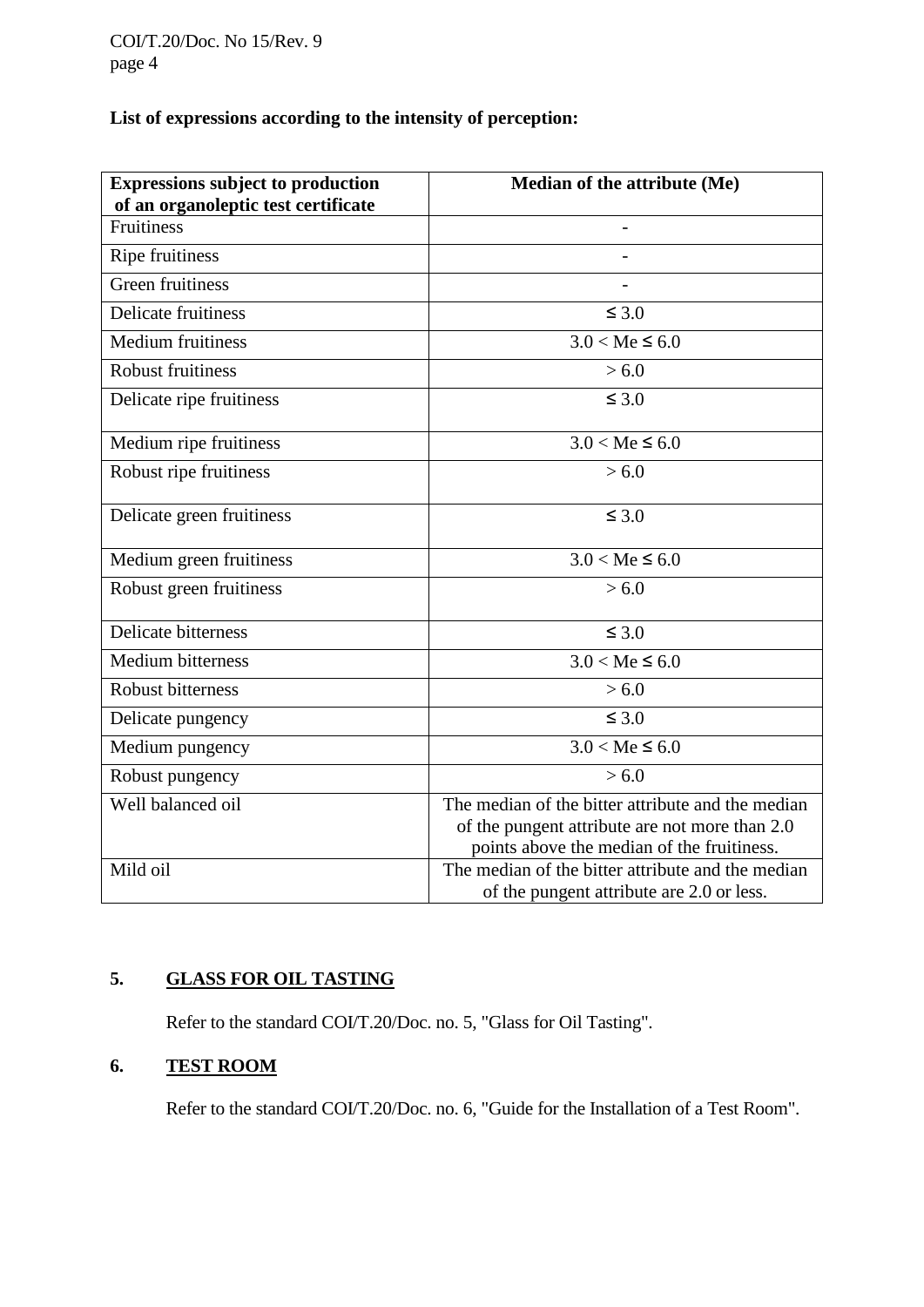**List of expressions according to the intensity of perception:**

| Expressions subject to production of an organoleptic test certificate | Median of the attribute (Me) |
|---|---|
| Fruitiness | - |
| Ripe fruitiness | - |
| Green fruitiness | - |
| Delicate fruitiness | ≤ 3.0 |
| Medium fruitiness | 3.0 < Me ≤ 6.0 |
| Robust fruitiness | > 6.0 |
| Delicate ripe fruitiness | ≤ 3.0 |
| Medium ripe fruitiness | 3.0 < Me ≤ 6.0 |
| Robust ripe fruitiness | > 6.0 |
| Delicate green fruitiness | ≤ 3.0 |
| Medium green fruitiness | 3.0 < Me ≤ 6.0 |
| Robust green fruitiness | > 6.0 |
| Delicate bitterness | ≤ 3.0 |
| Medium bitterness | 3.0 < Me ≤ 6.0 |
| Robust bitterness | > 6.0 |
| Delicate pungency | ≤ 3.0 |
| Medium pungency | 3.0 < Me ≤ 6.0 |
| Robust pungency | > 6.0 |
| Well balanced oil | The median of the bitter attribute and the median of the pungent attribute are not more than 2.0 points above the median of the fruitiness. |
| Mild oil | The median of the bitter attribute and the median of the pungent attribute are 2.0 or less. |

## 5. GLASS FOR OIL TASTING

Refer to the standard COI/T.20/Doc. no. 5, "Glass for Oil Tasting".

## 6. TEST ROOM

Refer to the standard COI/T.20/Doc. no. 6, "Guide for the Installation of a Test Room".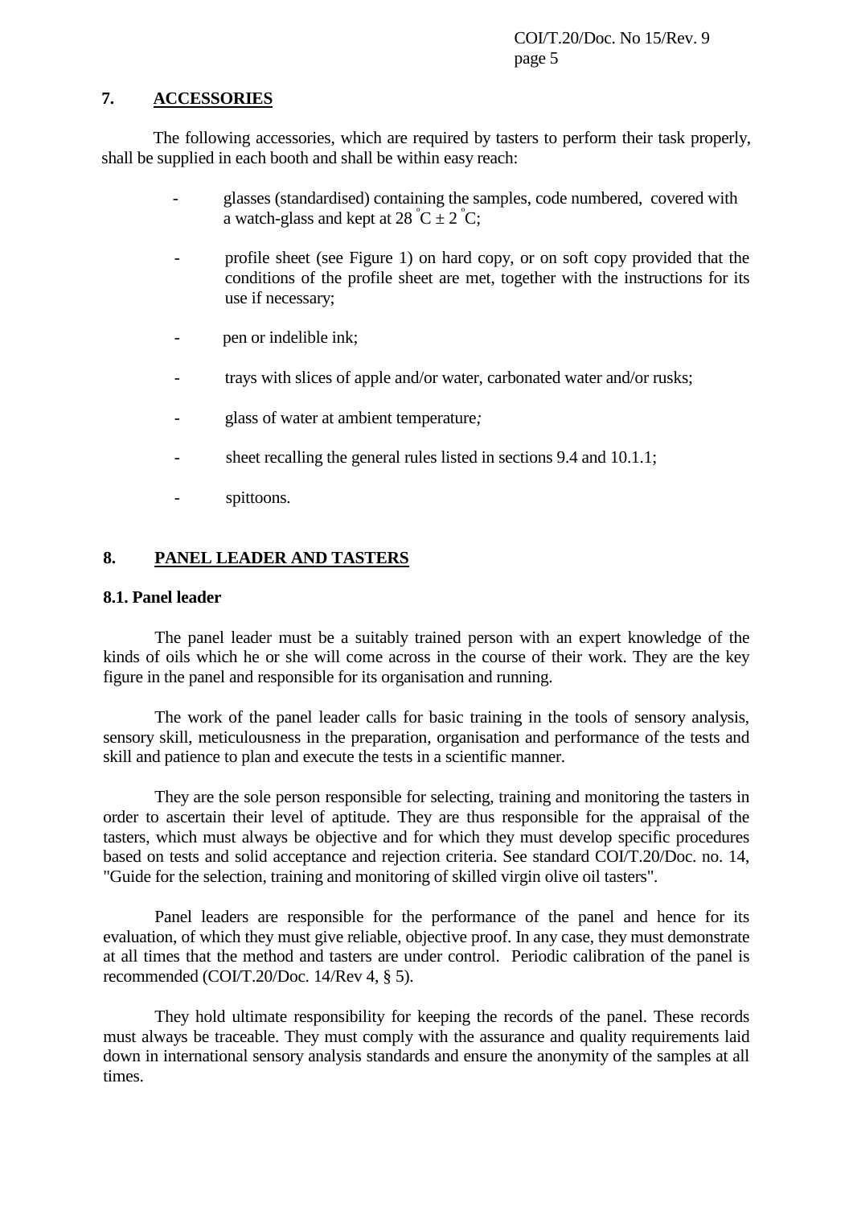## 7. ACCESSORIES

The following accessories, which are required by tasters to perform their task properly, shall be supplied in each booth and shall be within easy reach:

- glasses (standardised) containing the samples, code numbered, covered with a watch-glass and kept at 28 °C ± 2 °C;
- profile sheet (see Figure 1) on hard copy, or on soft copy provided that the conditions of the profile sheet are met, together with the instructions for its use if necessary;
- pen or indelible ink;
- trays with slices of apple and/or water, carbonated water and/or rusks;
- glass of water at ambient temperature;
- sheet recalling the general rules listed in sections 9.4 and 10.1.1;
- spittoons.

## 8. PANEL LEADER AND TASTERS

### 8.1. Panel leader

The panel leader must be a suitably trained person with an expert knowledge of the kinds of oils which he or she will come across in the course of their work. They are the key figure in the panel and responsible for its organisation and running.

The work of the panel leader calls for basic training in the tools of sensory analysis, sensory skill, meticulousness in the preparation, organisation and performance of the tests and skill and patience to plan and execute the tests in a scientific manner.

They are the sole person responsible for selecting, training and monitoring the tasters in order to ascertain their level of aptitude. They are thus responsible for the appraisal of the tasters, which must always be objective and for which they must develop specific procedures based on tests and solid acceptance and rejection criteria. See standard COI/T.20/Doc. no. 14, "Guide for the selection, training and monitoring of skilled virgin olive oil tasters".

Panel leaders are responsible for the performance of the panel and hence for its evaluation, of which they must give reliable, objective proof. In any case, they must demonstrate at all times that the method and tasters are under control. Periodic calibration of the panel is recommended (COI/T.20/Doc. 14/Rev 4, § 5).

They hold ultimate responsibility for keeping the records of the panel. These records must always be traceable. They must comply with the assurance and quality requirements laid down in international sensory analysis standards and ensure the anonymity of the samples at all times.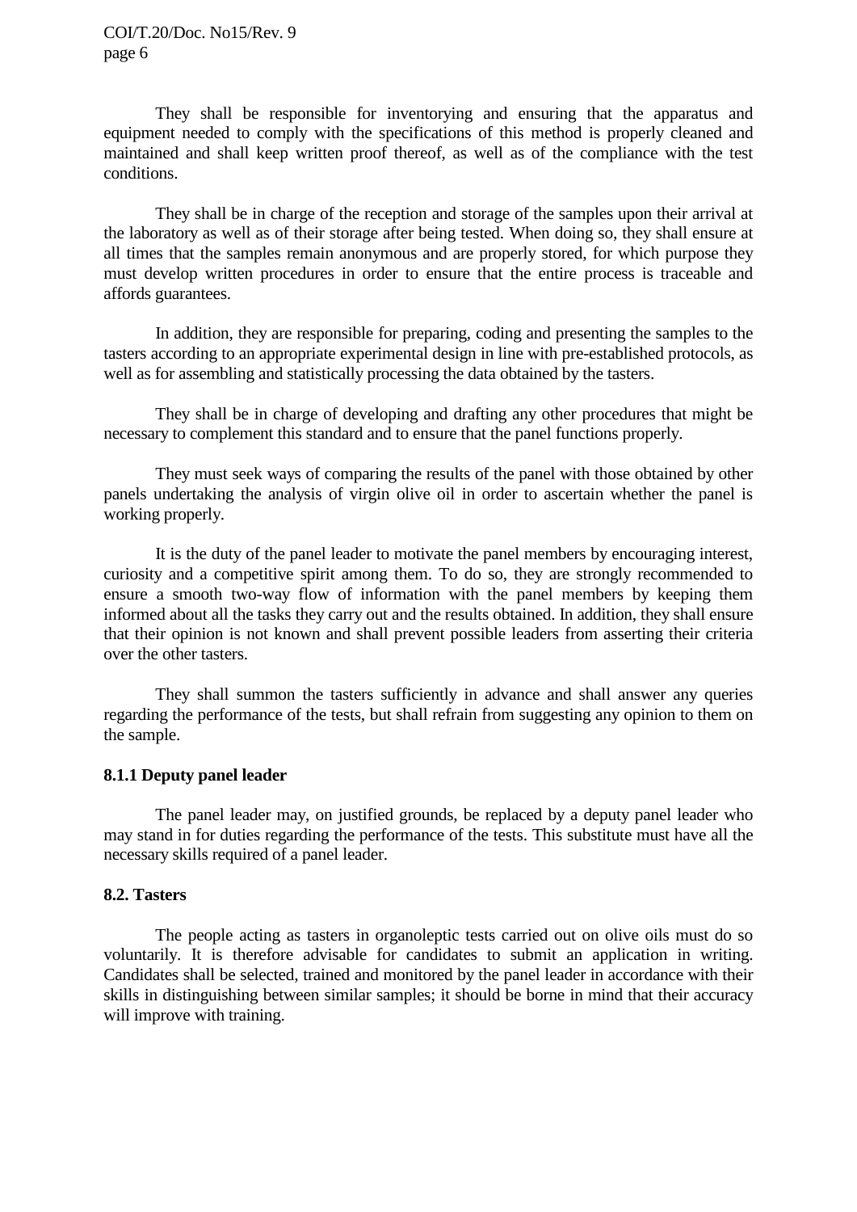They shall be responsible for inventorying and ensuring that the apparatus and equipment needed to comply with the specifications of this method is properly cleaned and maintained and shall keep written proof thereof, as well as of the compliance with the test conditions.

They shall be in charge of the reception and storage of the samples upon their arrival at the laboratory as well as of their storage after being tested. When doing so, they shall ensure at all times that the samples remain anonymous and are properly stored, for which purpose they must develop written procedures in order to ensure that the entire process is traceable and affords guarantees.

In addition, they are responsible for preparing, coding and presenting the samples to the tasters according to an appropriate experimental design in line with pre-established protocols, as well as for assembling and statistically processing the data obtained by the tasters.

They shall be in charge of developing and drafting any other procedures that might be necessary to complement this standard and to ensure that the panel functions properly.

They must seek ways of comparing the results of the panel with those obtained by other panels undertaking the analysis of virgin olive oil in order to ascertain whether the panel is working properly.

It is the duty of the panel leader to motivate the panel members by encouraging interest, curiosity and a competitive spirit among them. To do so, they are strongly recommended to ensure a smooth two-way flow of information with the panel members by keeping them informed about all the tasks they carry out and the results obtained. In addition, they shall ensure that their opinion is not known and shall prevent possible leaders from asserting their criteria over the other tasters.

They shall summon the tasters sufficiently in advance and shall answer any queries regarding the performance of the tests, but shall refrain from suggesting any opinion to them on the sample.

**8.1.1 Deputy panel leader**

The panel leader may, on justified grounds, be replaced by a deputy panel leader who may stand in for duties regarding the performance of the tests. This substitute must have all the necessary skills required of a panel leader.

**8.2. Tasters**

The people acting as tasters in organoleptic tests carried out on olive oils must do so voluntarily. It is therefore advisable for candidates to submit an application in writing. Candidates shall be selected, trained and monitored by the panel leader in accordance with their skills in distinguishing between similar samples; it should be borne in mind that their accuracy will improve with training.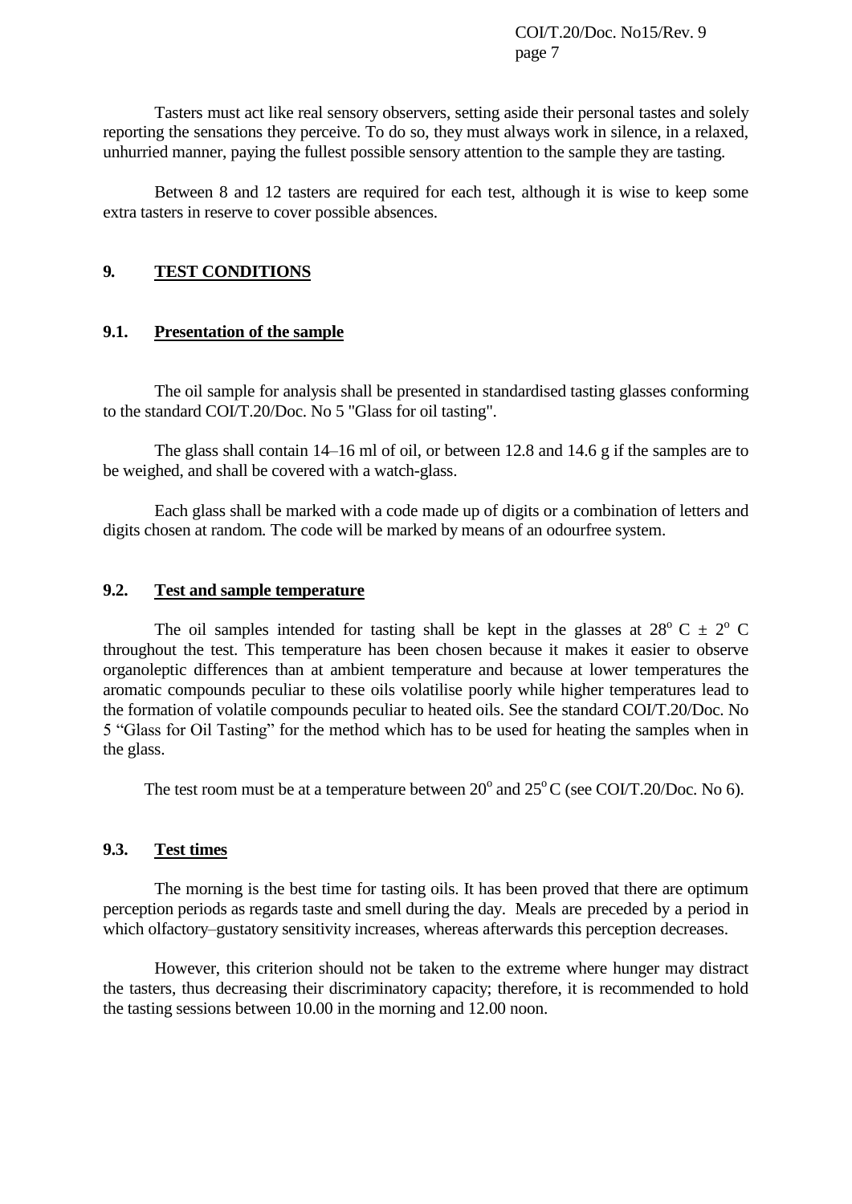Tasters must act like real sensory observers, setting aside their personal tastes and solely reporting the sensations they perceive. To do so, they must always work in silence, in a relaxed, unhurried manner, paying the fullest possible sensory attention to the sample they are tasting.

Between 8 and 12 tasters are required for each test, although it is wise to keep some extra tasters in reserve to cover possible absences.

## 9. TEST CONDITIONS

### 9.1. Presentation of the sample

The oil sample for analysis shall be presented in standardised tasting glasses conforming to the standard COI/T.20/Doc. No 5 "Glass for oil tasting".

The glass shall contain 14–16 ml of oil, or between 12.8 and 14.6 g if the samples are to be weighed, and shall be covered with a watch-glass.

Each glass shall be marked with a code made up of digits or a combination of letters and digits chosen at random. The code will be marked by means of an odourfree system.

### 9.2. Test and sample temperature

The oil samples intended for tasting shall be kept in the glasses at $28^{o}$ C ± $2^{o}$ C throughout the test. This temperature has been chosen because it makes it easier to observe organoleptic differences than at ambient temperature and because at lower temperatures the aromatic compounds peculiar to these oils volatilise poorly while higher temperatures lead to the formation of volatile compounds peculiar to heated oils. See the standard COI/T.20/Doc. No 5 “Glass for Oil Tasting” for the method which has to be used for heating the samples when in the glass.

The test room must be at a temperature between $20^{o}$ and $25^{o}$ C (see COI/T.20/Doc. No 6).

### 9.3. Test times

The morning is the best time for tasting oils. It has been proved that there are optimum perception periods as regards taste and smell during the day. Meals are preceded by a period in which olfactory–gustatory sensitivity increases, whereas afterwards this perception decreases.

However, this criterion should not be taken to the extreme where hunger may distract the tasters, thus decreasing their discriminatory capacity; therefore, it is recommended to hold the tasting sessions between 10.00 in the morning and 12.00 noon.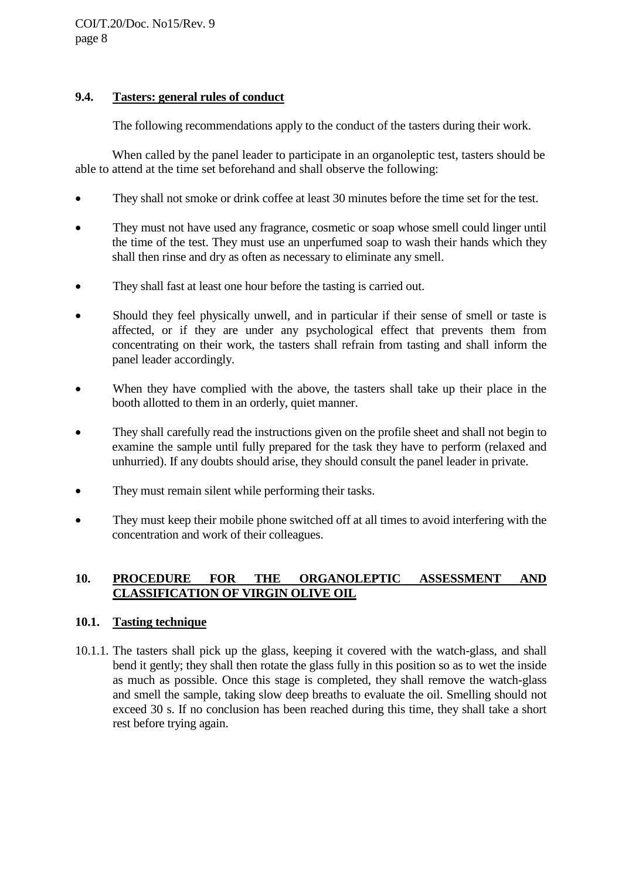## 9.4. Tasters: general rules of conduct

The following recommendations apply to the conduct of the tasters during their work.

When called by the panel leader to participate in an organoleptic test, tasters should be able to attend at the time set beforehand and shall observe the following:

- They shall not smoke or drink coffee at least 30 minutes before the time set for the test.
- They must not have used any fragrance, cosmetic or soap whose smell could linger until the time of the test. They must use an unperfumed soap to wash their hands which they shall then rinse and dry as often as necessary to eliminate any smell.
- They shall fast at least one hour before the tasting is carried out.
- Should they feel physically unwell, and in particular if their sense of smell or taste is affected, or if they are under any psychological effect that prevents them from concentrating on their work, the tasters shall refrain from tasting and shall inform the panel leader accordingly.
- When they have complied with the above, the tasters shall take up their place in the booth allotted to them in an orderly, quiet manner.
- They shall carefully read the instructions given on the profile sheet and shall not begin to examine the sample until fully prepared for the task they have to perform (relaxed and unhurried). If any doubts should arise, they should consult the panel leader in private.
- They must remain silent while performing their tasks.
- They must keep their mobile phone switched off at all times to avoid interfering with the concentration and work of their colleagues.

# 10. PROCEDURE FOR THE ORGANOLEPTIC ASSESSMENT AND CLASSIFICATION OF VIRGIN OLIVE OIL

## 10.1. Tasting technique

10.1.1. The tasters shall pick up the glass, keeping it covered with the watch-glass, and shall bend it gently; they shall then rotate the glass fully in this position so as to wet the inside as much as possible. Once this stage is completed, they shall remove the watch-glass and smell the sample, taking slow deep breaths to evaluate the oil. Smelling should not exceed 30 s. If no conclusion has been reached during this time, they shall take a short rest before trying again.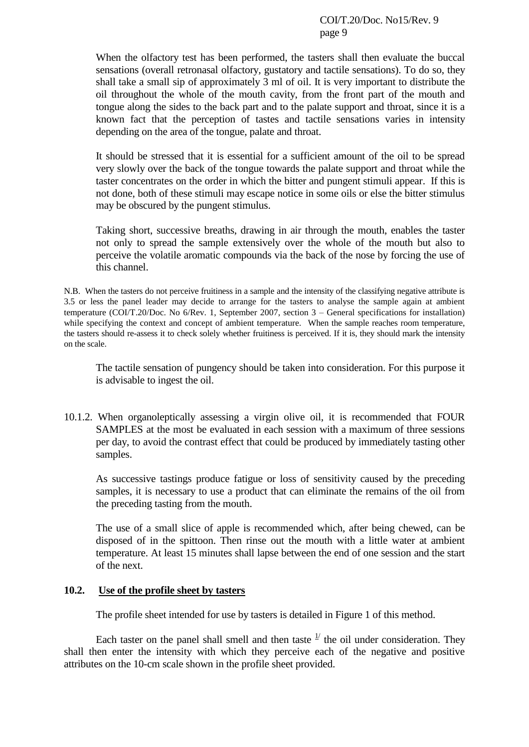When the olfactory test has been performed, the tasters shall then evaluate the buccal sensations (overall retronasal olfactory, gustatory and tactile sensations). To do so, they shall take a small sip of approximately 3 ml of oil. It is very important to distribute the oil throughout the whole of the mouth cavity, from the front part of the mouth and tongue along the sides to the back part and to the palate support and throat, since it is a known fact that the perception of tastes and tactile sensations varies in intensity depending on the area of the tongue, palate and throat.

It should be stressed that it is essential for a sufficient amount of the oil to be spread very slowly over the back of the tongue towards the palate support and throat while the taster concentrates on the order in which the bitter and pungent stimuli appear. If this is not done, both of these stimuli may escape notice in some oils or else the bitter stimulus may be obscured by the pungent stimulus.

Taking short, successive breaths, drawing in air through the mouth, enables the taster not only to spread the sample extensively over the whole of the mouth but also to perceive the volatile aromatic compounds via the back of the nose by forcing the use of this channel.

N.B. When the tasters do not perceive fruitiness in a sample and the intensity of the classifying negative attribute is 3.5 or less the panel leader may decide to arrange for the tasters to analyse the sample again at ambient temperature (COI/T.20/Doc. No 6/Rev. 1, September 2007, section 3 – General specifications for installation) while specifying the context and concept of ambient temperature. When the sample reaches room temperature, the tasters should re-assess it to check solely whether fruitiness is perceived. If it is, they should mark the intensity on the scale.

The tactile sensation of pungency should be taken into consideration. For this purpose it is advisable to ingest the oil.

10.1.2. When organoleptically assessing a virgin olive oil, it is recommended that FOUR SAMPLES at the most be evaluated in each session with a maximum of three sessions per day, to avoid the contrast effect that could be produced by immediately tasting other samples.

As successive tastings produce fatigue or loss of sensitivity caused by the preceding samples, it is necessary to use a product that can eliminate the remains of the oil from the preceding tasting from the mouth.

The use of a small slice of apple is recommended which, after being chewed, can be disposed of in the spittoon. Then rinse out the mouth with a little water at ambient temperature. At least 15 minutes shall lapse between the end of one session and the start of the next.

### 10.2. Use of the profile sheet by tasters

The profile sheet intended for use by tasters is detailed in Figure 1 of this method.

Each taster on the panel shall smell and then taste [1/] the oil under consideration. They shall then enter the intensity with which they perceive each of the negative and positive attributes on the 10-cm scale shown in the profile sheet provided.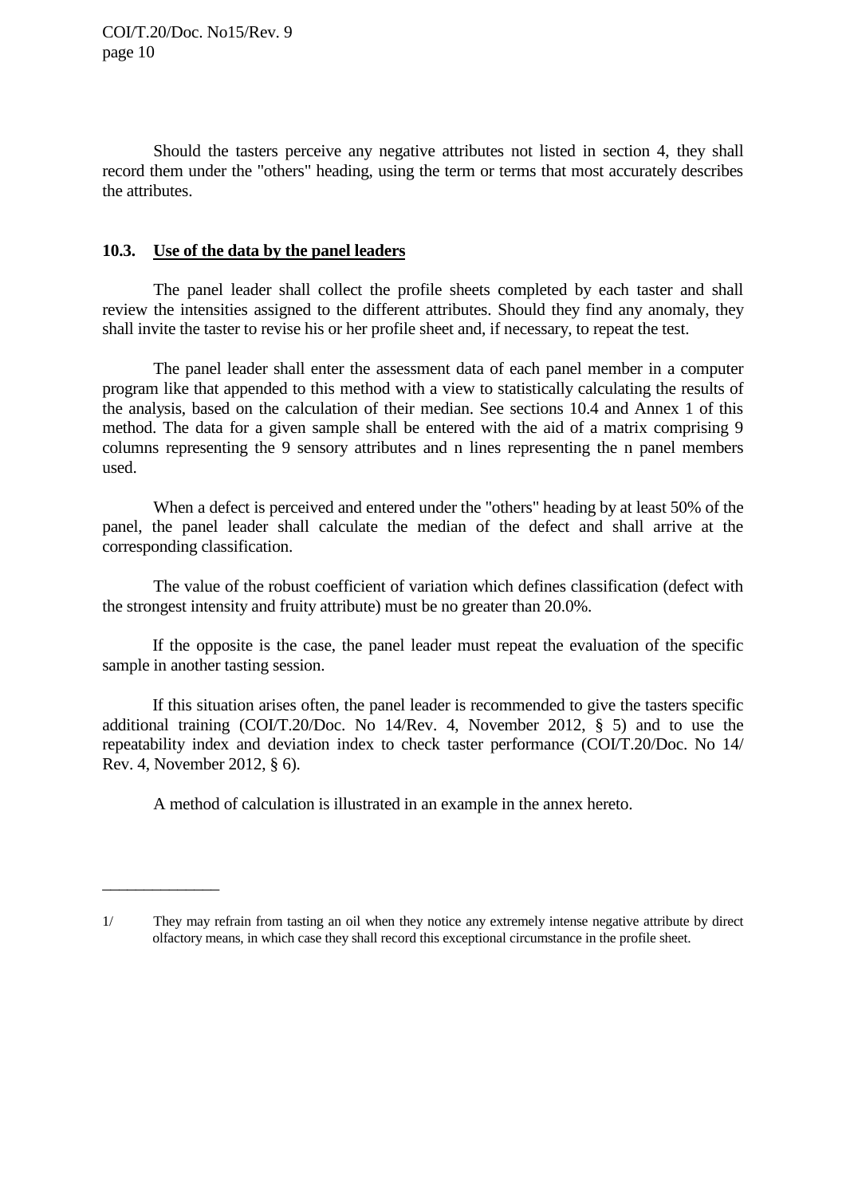Should the tasters perceive any negative attributes not listed in section 4, they shall record them under the "others" heading, using the term or terms that most accurately describes the attributes.

### 10.3. Use of the data by the panel leaders

The panel leader shall collect the profile sheets completed by each taster and shall review the intensities assigned to the different attributes. Should they find any anomaly, they shall invite the taster to revise his or her profile sheet and, if necessary, to repeat the test.

The panel leader shall enter the assessment data of each panel member in a computer program like that appended to this method with a view to statistically calculating the results of the analysis, based on the calculation of their median. See sections 10.4 and Annex 1 of this method. The data for a given sample shall be entered with the aid of a matrix comprising 9 columns representing the 9 sensory attributes and n lines representing the n panel members used.

When a defect is perceived and entered under the "others" heading by at least 50% of the panel, the panel leader shall calculate the median of the defect and shall arrive at the corresponding classification.

The value of the robust coefficient of variation which defines classification (defect with the strongest intensity and fruity attribute) must be no greater than 20.0%.

If the opposite is the case, the panel leader must repeat the evaluation of the specific sample in another tasting session.

If this situation arises often, the panel leader is recommended to give the tasters specific additional training (COI/T.20/Doc. No 14/Rev. 4, November 2012, § 5) and to use the repeatability index and deviation index to check taster performance (COI/T.20/Doc. No 14/ Rev. 4, November 2012, § 6).

A method of calculation is illustrated in an example in the annex hereto.

---

1/ They may refrain from tasting an oil when they notice any extremely intense negative attribute by direct olfactory means, in which case they shall record this exceptional circumstance in the profile sheet.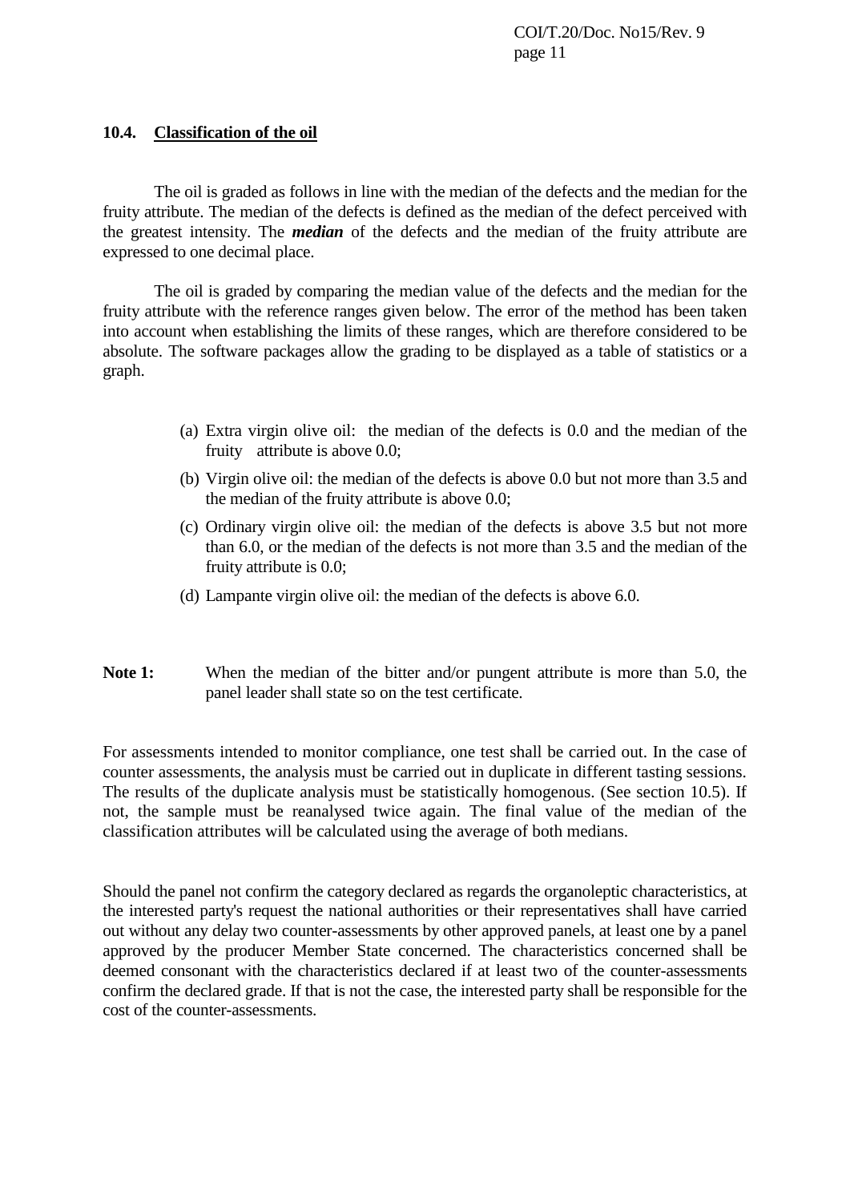### 10.4. Classification of the oil

The oil is graded as follows in line with the median of the defects and the median for the fruity attribute. The median of the defects is defined as the median of the defect perceived with the greatest intensity. The ***median*** of the defects and the median of the fruity attribute are expressed to one decimal place.

The oil is graded by comparing the median value of the defects and the median for the fruity attribute with the reference ranges given below. The error of the method has been taken into account when establishing the limits of these ranges, which are therefore considered to be absolute. The software packages allow the grading to be displayed as a table of statistics or a graph.

(a) Extra virgin olive oil: the median of the defects is 0.0 and the median of the fruity attribute is above 0.0;

(b) Virgin olive oil: the median of the defects is above 0.0 but not more than 3.5 and the median of the fruity attribute is above 0.0;

(c) Ordinary virgin olive oil: the median of the defects is above 3.5 but not more than 6.0, or the median of the defects is not more than 3.5 and the median of the fruity attribute is 0.0;

(d) Lampante virgin olive oil: the median of the defects is above 6.0.

**Note 1:** When the median of the bitter and/or pungent attribute is more than 5.0, the panel leader shall state so on the test certificate.

For assessments intended to monitor compliance, one test shall be carried out. In the case of counter assessments, the analysis must be carried out in duplicate in different tasting sessions. The results of the duplicate analysis must be statistically homogenous. (See section 10.5). If not, the sample must be reanalysed twice again. The final value of the median of the classification attributes will be calculated using the average of both medians.

Should the panel not confirm the category declared as regards the organoleptic characteristics, at the interested party's request the national authorities or their representatives shall have carried out without any delay two counter-assessments by other approved panels, at least one by a panel approved by the producer Member State concerned. The characteristics concerned shall be deemed consonant with the characteristics declared if at least two of the counter-assessments confirm the declared grade. If that is not the case, the interested party shall be responsible for the cost of the counter-assessments.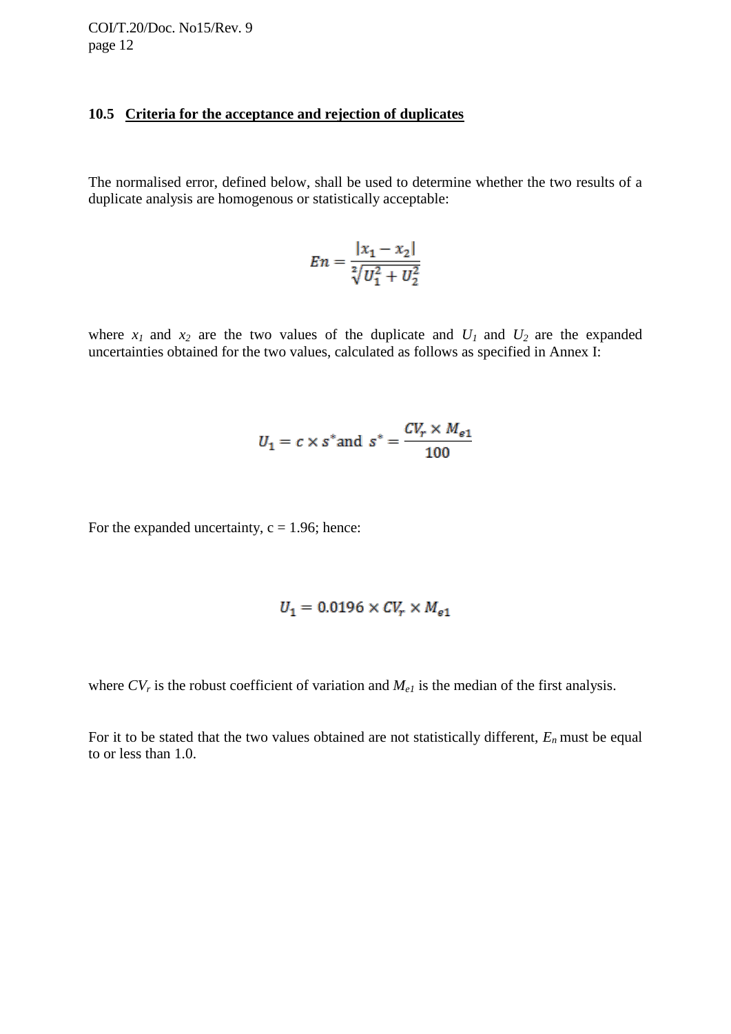### 10.5 Criteria for the acceptance and rejection of duplicates

The normalised error, defined below, shall be used to determine whether the two results of a duplicate analysis are homogenous or statistically acceptable:

$$En = \frac{|x_1 - x_2|}{\sqrt[2]{U_1^2 + U_2^2}}$$

where $x_1$ and $x_2$ are the two values of the duplicate and $U_1$ and $U_2$ are the expanded uncertainties obtained for the two values, calculated as follows as specified in Annex I:

$$U_1 = c \times s^* \text{and } s^* = \frac{CV_r \times M_{e1}}{100}$$

For the expanded uncertainty, c = 1.96; hence:

$$U_1 = 0.0196 \times CV_r \times M_{e1}$$

where $CV_r$ is the robust coefficient of variation and $M_{e1}$ is the median of the first analysis.

For it to be stated that the two values obtained are not statistically different, $E_n$ must be equal to or less than 1.0.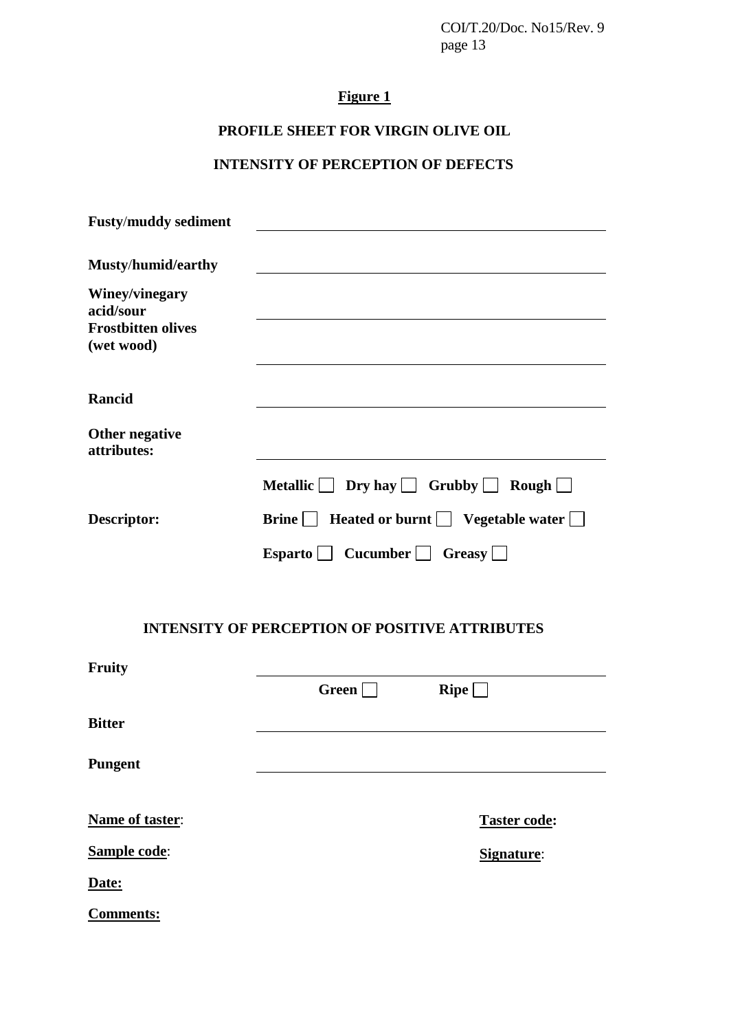**Figure 1**

**PROFILE SHEET FOR VIRGIN OLIVE OIL**

**INTENSITY OF PERCEPTION OF DEFECTS**

**Fusty/muddy sediment** \_\_\_\_\_\_\_\_\_\_\_\_\_\_\_\_\_\_\_\_\_\_\_\_\_\_\_\_\_\_\_\_\_\_\_\_\_\_\_\_

**Musty/humid/earthy** \_\_\_\_\_\_\_\_\_\_\_\_\_\_\_\_\_\_\_\_\_\_\_\_\_\_\_\_\_\_\_\_\_\_\_\_\_\_\_\_

**Winey/vinegary acid/sour** \_\_\_\_\_\_\_\_\_\_\_\_\_\_\_\_\_\_\_\_\_\_\_\_\_\_\_\_\_\_\_\_\_\_\_\_\_\_\_\_

**Frostbitten olives (wet wood)** \_\_\_\_\_\_\_\_\_\_\_\_\_\_\_\_\_\_\_\_\_\_\_\_\_\_\_\_\_\_\_\_\_\_\_\_\_\_\_\_

**Rancid** \_\_\_\_\_\_\_\_\_\_\_\_\_\_\_\_\_\_\_\_\_\_\_\_\_\_\_\_\_\_\_\_\_\_\_\_\_\_\_\_

**Other negative attributes:** \_\_\_\_\_\_\_\_\_\_\_\_\_\_\_\_\_\_\_\_\_\_\_\_\_\_\_\_\_\_\_\_\_\_\_\_\_\_\_\_

**Descriptor:**

**Metallic** ☐ **Dry hay** ☐ **Grubby** ☐ **Rough** ☐

**Brine** ☐ **Heated or burnt** ☐ **Vegetable water** ☐

**Esparto** ☐ **Cucumber** ☐ **Greasy** ☐

**INTENSITY OF PERCEPTION OF POSITIVE ATTRIBUTES**

**Fruity** \_\_\_\_\_\_\_\_\_\_\_\_\_\_\_\_\_\_\_\_\_\_\_\_\_\_\_\_\_\_\_\_\_\_\_\_\_\_\_\_

**Green** ☐ **Ripe** ☐

**Bitter** \_\_\_\_\_\_\_\_\_\_\_\_\_\_\_\_\_\_\_\_\_\_\_\_\_\_\_\_\_\_\_\_\_\_\_\_\_\_\_\_

**Pungent** \_\_\_\_\_\_\_\_\_\_\_\_\_\_\_\_\_\_\_\_\_\_\_\_\_\_\_\_\_\_\_\_\_\_\_\_\_\_\_\_

**Name of taster**: **Taster code:**

**Sample code**: **Signature**:

**Date:**

**Comments:**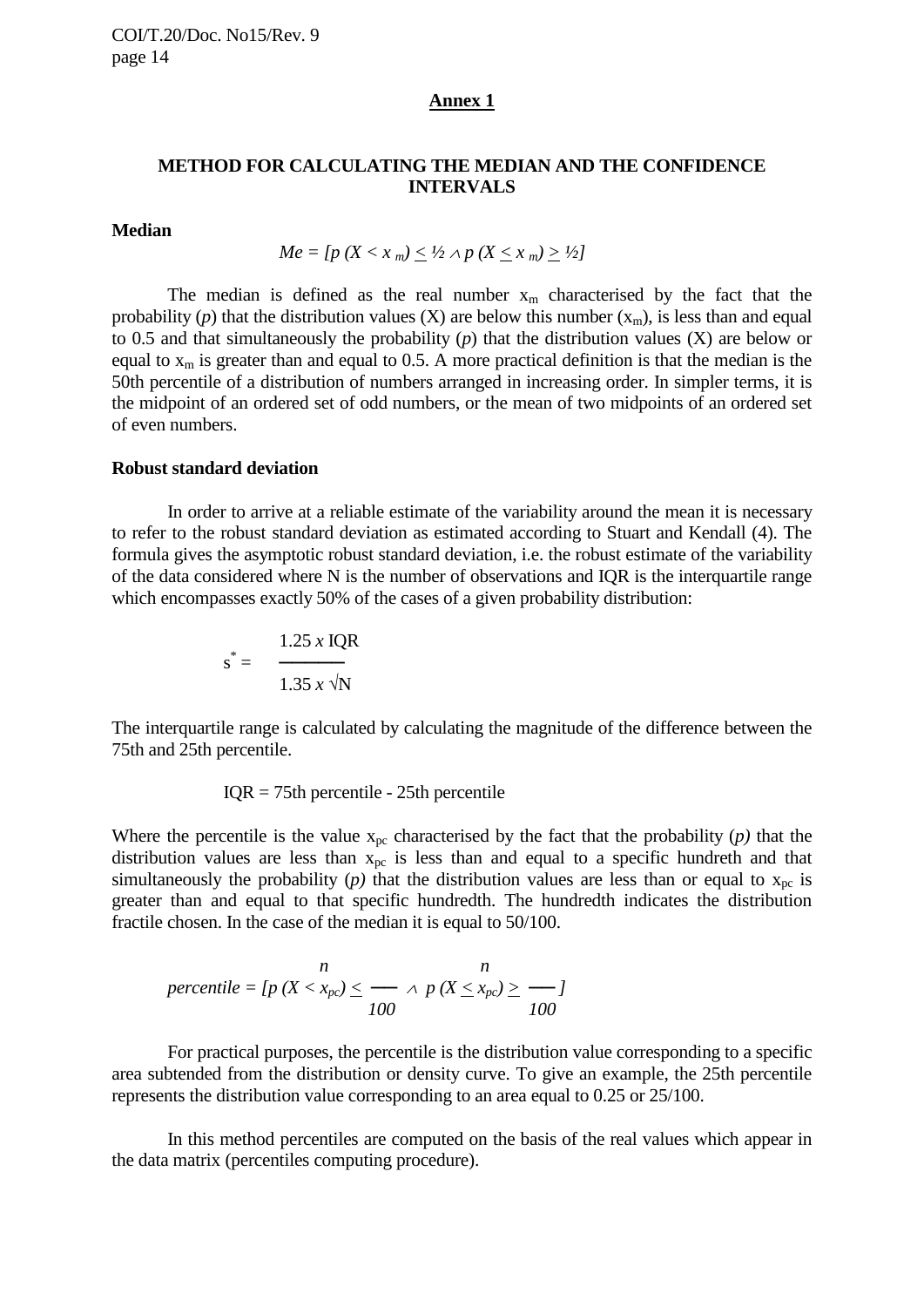## Annex 1

### METHOD FOR CALCULATING THE MEDIAN AND THE CONFIDENCE INTERVALS

**Median**

$$Me = [p\,(X < x_m) \leq ½ \wedge p\,(X \leq x_m) \geq ½]$$

The median is defined as the real number $x_m$ characterised by the fact that the probability (*p*) that the distribution values (X) are below this number ($x_m$), is less than and equal to 0.5 and that simultaneously the probability (*p*) that the distribution values (X) are below or equal to $x_m$ is greater than and equal to 0.5. A more practical definition is that the median is the 50th percentile of a distribution of numbers arranged in increasing order. In simpler terms, it is the midpoint of an ordered set of odd numbers, or the mean of two midpoints of an ordered set of even numbers.

**Robust standard deviation**

In order to arrive at a reliable estimate of the variability around the mean it is necessary to refer to the robust standard deviation as estimated according to Stuart and Kendall (4). The formula gives the asymptotic robust standard deviation, i.e. the robust estimate of the variability of the data considered where N is the number of observations and IQR is the interquartile range which encompasses exactly 50% of the cases of a given probability distribution:

$$s^* = \frac{1.25 \times \text{IQR}}{1.35 \times \sqrt{N}}$$

The interquartile range is calculated by calculating the magnitude of the difference between the 75th and 25th percentile.

IQR = 75th percentile - 25th percentile

Where the percentile is the value $x_{pc}$ characterised by the fact that the probability (*p)* that the distribution values are less than $x_{pc}$ is less than and equal to a specific hundreth and that simultaneously the probability (*p*) that the distribution values are less than or equal to $x_{pc}$ is greater than and equal to that specific hundredth. The hundredth indicates the distribution fractile chosen. In the case of the median it is equal to 50/100.

$$percentile = [p\,(X < x_{pc}) \leq \frac{n}{100} \wedge p\,(X \leq x_{pc}) \geq \frac{n}{100}]$$

For practical purposes, the percentile is the distribution value corresponding to a specific area subtended from the distribution or density curve. To give an example, the 25th percentile represents the distribution value corresponding to an area equal to 0.25 or 25/100.

In this method percentiles are computed on the basis of the real values which appear in the data matrix (percentiles computing procedure).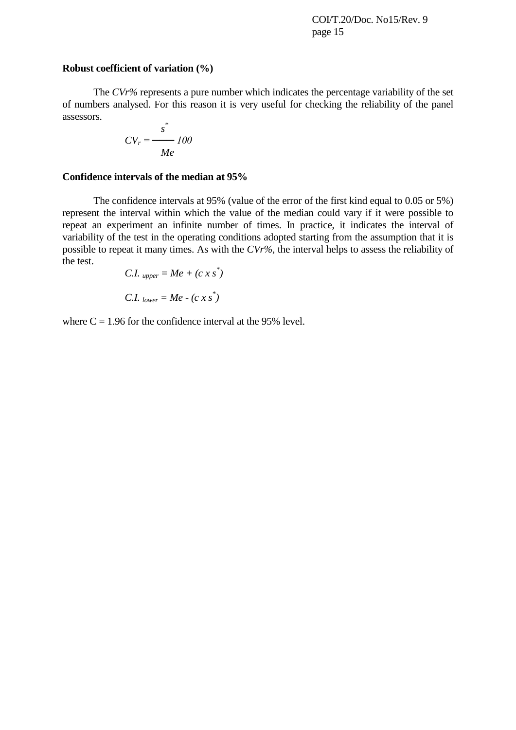**Robust coefficient of variation (%)**

The *CVr%* represents a pure number which indicates the percentage variability of the set of numbers analysed. For this reason it is very useful for checking the reliability of the panel assessors.

$$CV_r = \frac{s^*}{Me} 100$$

**Confidence intervals of the median at 95%**

The confidence intervals at 95% (value of the error of the first kind equal to 0.05 or 5%) represent the interval within which the value of the median could vary if it were possible to repeat an experiment an infinite number of times. In practice, it indicates the interval of variability of the test in the operating conditions adopted starting from the assumption that it is possible to repeat it many times. As with the *CVr%*, the interval helps to assess the reliability of the test.

$$C.I._{upper} = Me + (c \times s^*)$$

$$C.I._{lower} = Me - (c \times s^*)$$

where C = 1.96 for the confidence interval at the 95% level.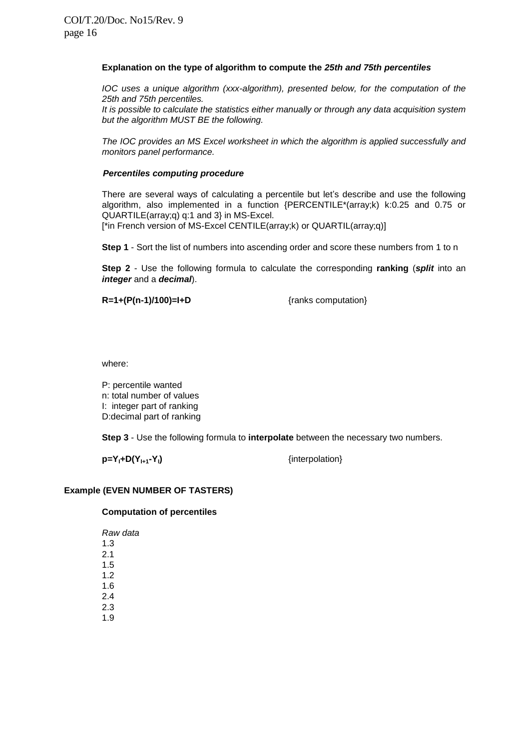**Explanation on the type of algorithm to compute the *25th and 75th percentiles***

*IOC uses a unique algorithm (xxx-algorithm), presented below, for the computation of the 25th and 75th percentiles.*
*It is possible to calculate the statistics either manually or through any data acquisition system but the algorithm MUST BE the following.*

*The IOC provides an MS Excel worksheet in which the algorithm is applied successfully and monitors panel performance.*

***Percentiles computing procedure***

There are several ways of calculating a percentile but let's describe and use the following algorithm, also implemented in a function {PERCENTILE*(array;k) k:0.25 and 0.75 or QUARTILE(array;q) q:1 and 3} in MS-Excel.
[*in French version of MS-Excel CENTILE(array;k) or QUARTIL(array;q)]

**Step 1** - Sort the list of numbers into ascending order and score these numbers from 1 to n

**Step 2** - Use the following formula to calculate the corresponding **ranking** (***split*** into an ***integer*** and a ***decimal***).

$$R=1+(P(n-1)/100)=I+D \qquad \text{\{ranks computation\}}$$

where:

P: percentile wanted
n: total number of values
I: integer part of ranking
D: decimal part of ranking

**Step 3** - Use the following formula to **interpolate** between the necessary two numbers.

$$p=Y_I+D(Y_{I+1}-Y_I) \qquad \text{\{interpolation\}}$$

**Example (EVEN NUMBER OF TASTERS)**

**Computation of percentiles**

*Raw data*
1.3
2.1
1.5
1.2
1.6
2.4
2.3
1.9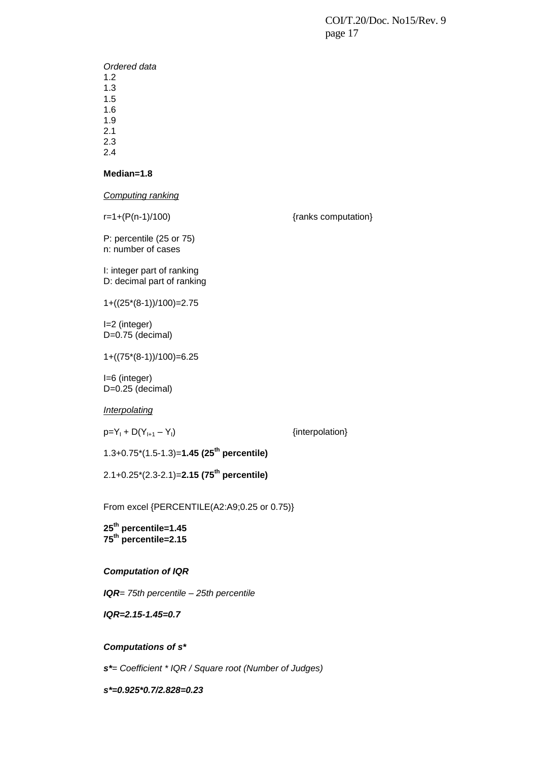*Ordered data*

1.2
1.3
1.5
1.6
1.9
2.1
2.3
2.4

**Median=1.8**

<u>*Computing ranking*</u>

r=1+(P(n-1)/100) {ranks computation}

P: percentile (25 or 75)
n: number of cases

I: integer part of ranking
D: decimal part of ranking

1+((25*(8-1))/100)=2.75

I=2 (integer)
D=0.75 (decimal)

1+((75*(8-1))/100)=6.25

I=6 (integer)
D=0.25 (decimal)

<u>*Interpolating*</u>

$p=Y_I + D(Y_{I+1} – Y_I)$ {interpolation}

1.3+0.75*(1.5-1.3)=**1.45 (25th percentile)**

2.1+0.25*(2.3-2.1)=**2.15 (75th percentile)**

From excel {PERCENTILE(A2:A9;0.25 or 0.75)}

**25th percentile=1.45**
**75th percentile=2.15**

***Computation of IQR***

***IQR**= 75th percentile – 25th percentile*

***IQR=2.15-1.45=0.7***

***Computations of s****

***s****= Coefficient * IQR / Square root (Number of Judges)*

***s*=0.925*0.7/2.828=0.23***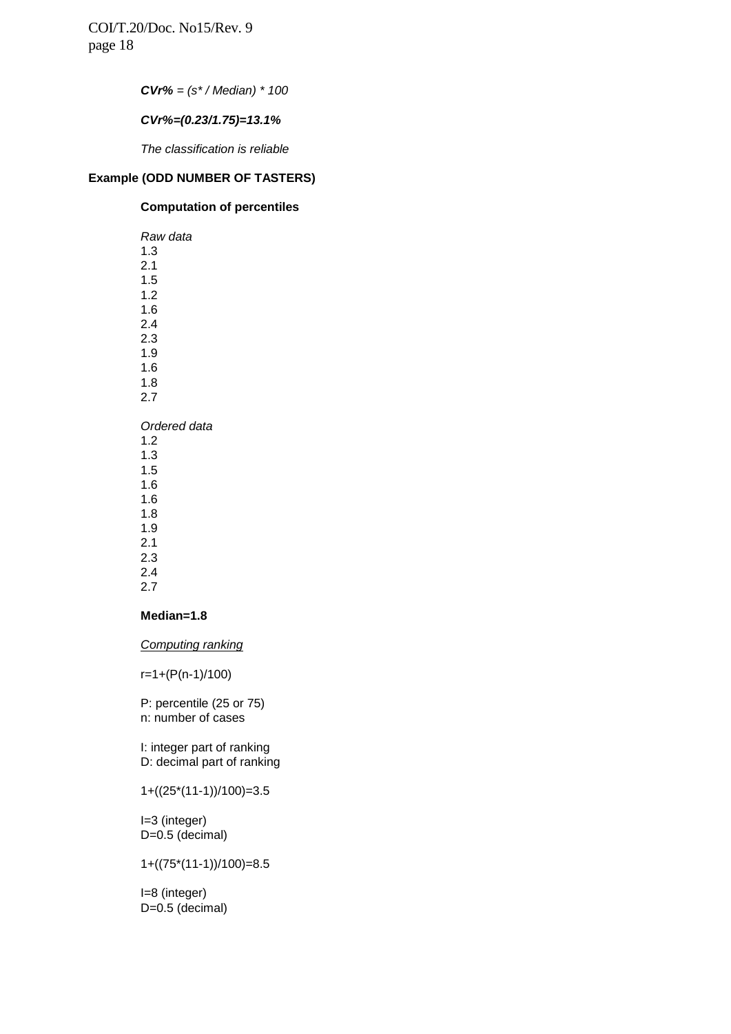***CVr%** = (s* / Median) * 100*

***CVr%=(0.23/1.75)=13.1%***

*The classification is reliable*

**Example (ODD NUMBER OF TASTERS)**

**Computation of percentiles**

*Raw data*
1.3
2.1
1.5
1.2
1.6
2.4
2.3
1.9
1.6
1.8
2.7

*Ordered data*
1.2
1.3
1.5
1.6
1.6
1.8
1.9
2.1
2.3
2.4
2.7

**Median=1.8**

<u>*Computing ranking*</u>

r=1+(P(n-1)/100)

P: percentile (25 or 75)
n: number of cases

I: integer part of ranking
D: decimal part of ranking

1+((25*(11-1))/100)=3.5

I=3 (integer)
D=0.5 (decimal)

1+((75*(11-1))/100)=8.5

I=8 (integer)
D=0.5 (decimal)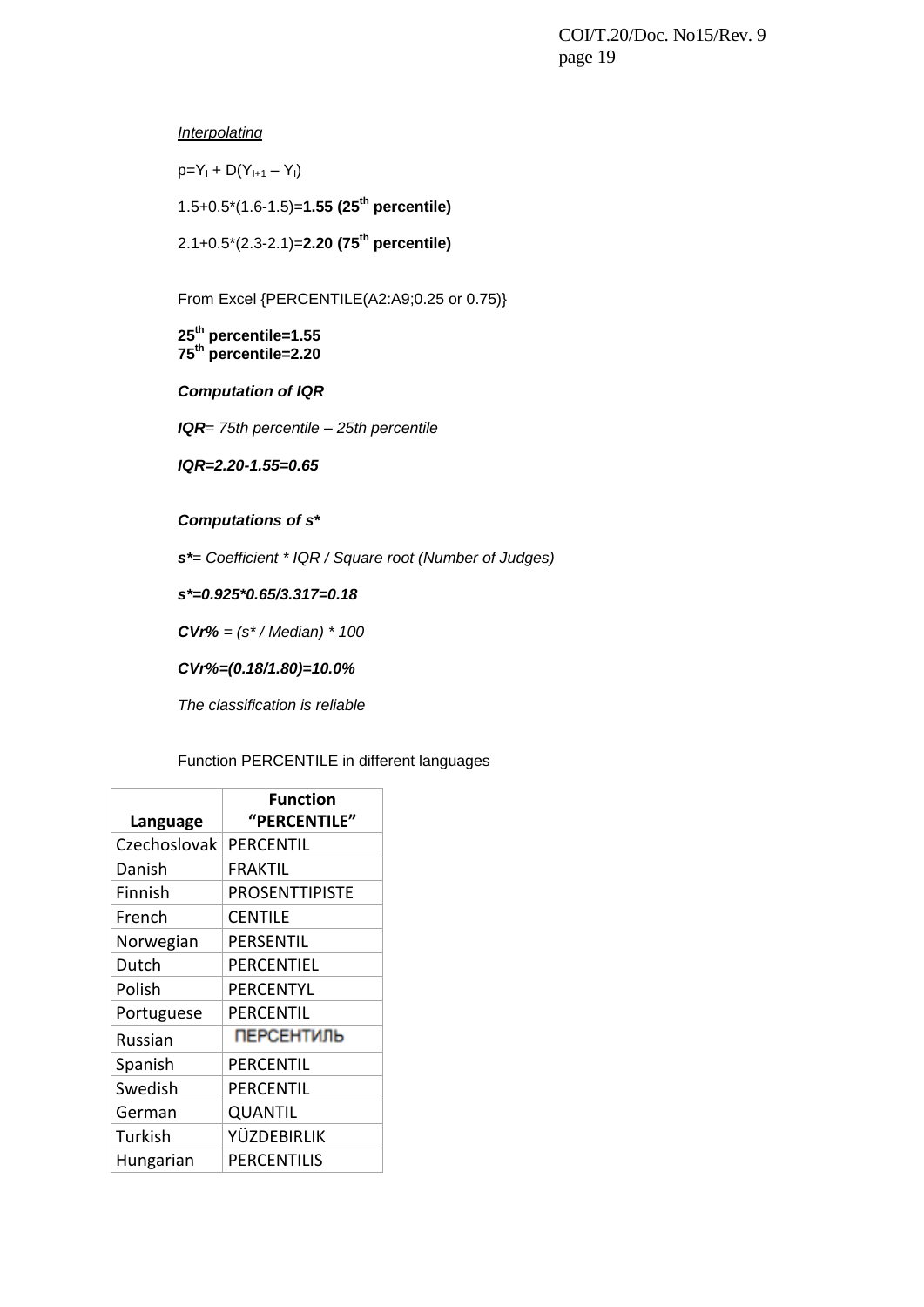*Interpolating*

$p=Y_l + D(Y_{l+1} – Y_l)$

1.5+0.5*(1.6-1.5)=**1.55 (25th percentile)**

2.1+0.5*(2.3-2.1)=**2.20 (75th percentile)**

From Excel {PERCENTILE(A2:A9;0.25 or 0.75)}

**25th percentile=1.55**
**75th percentile=2.20**

***Computation of IQR***

***IQR**= 75th percentile – 25th percentile*

***IQR=2.20-1.55=0.65***

***Computations of s****

***s****= Coefficient * IQR / Square root (Number of Judges)*

***s*=0.925*0.65/3.317=0.18***

***CVr%** = (s* / Median) * 100*

***CVr%=(0.18/1.80)=10.0%***

*The classification is reliable*

Function PERCENTILE in different languages

| Language | Function "PERCENTILE" |
|---|---|
| Czechoslovak | PERCENTIL |
| Danish | FRAKTIL |
| Finnish | PROSENTTIPISTE |
| French | CENTILE |
| Norwegian | PERSENTIL |
| Dutch | PERCENTIEL |
| Polish | PERCENTYL |
| Portuguese | PERCENTIL |
| Russian | ПЕРСЕНТИЛЬ |
| Spanish | PERCENTIL |
| Swedish | PERCENTIL |
| German | QUANTIL |
| Turkish | YÜZDEBIRLIK |
| Hungarian | PERCENTILIS |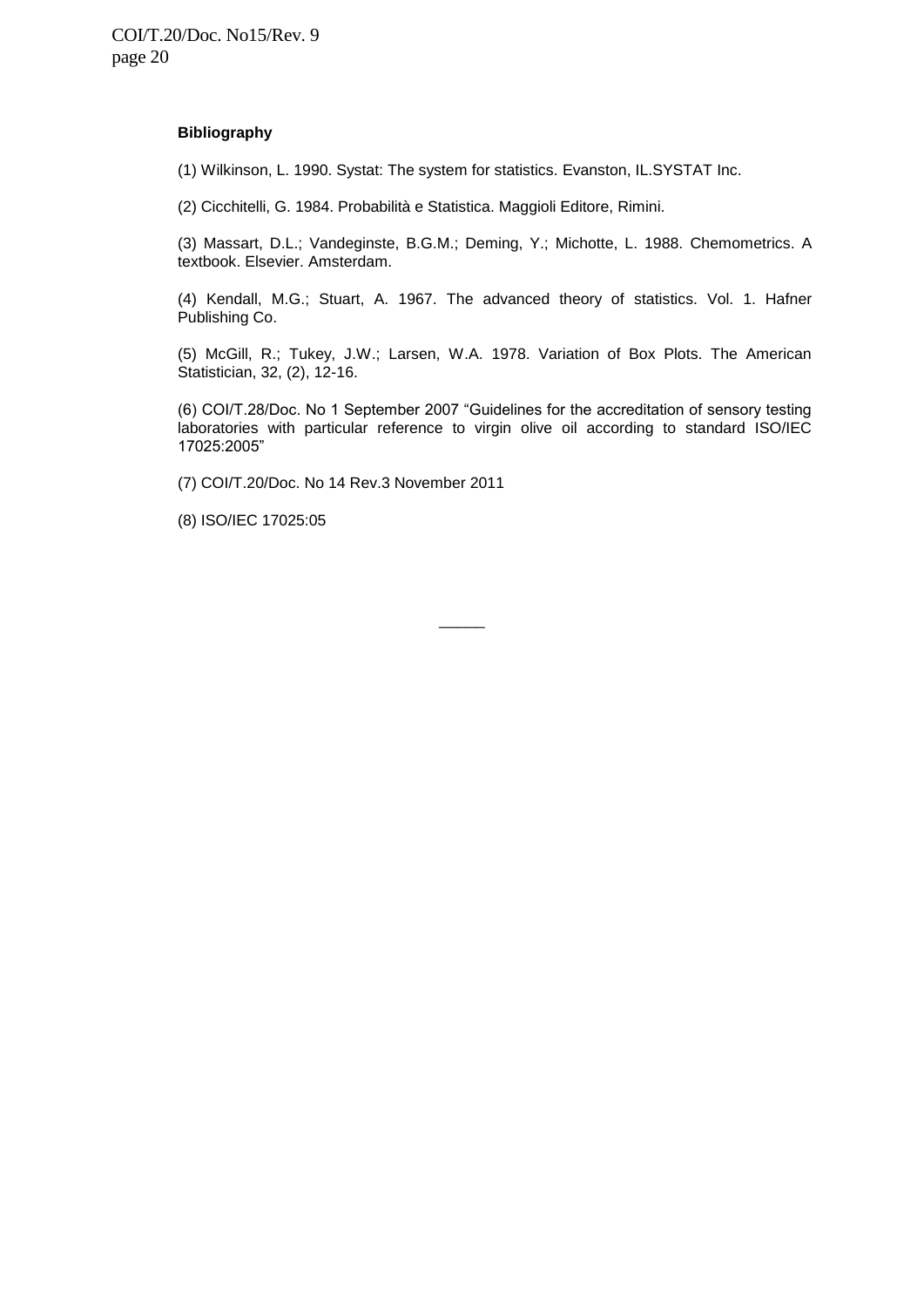**Bibliography**

(1) Wilkinson, L. 1990. Systat: The system for statistics. Evanston, IL.SYSTAT Inc.

(2) Cicchitelli, G. 1984. Probabilità e Statistica. Maggioli Editore, Rimini.

(3) Massart, D.L.; Vandeginste, B.G.M.; Deming, Y.; Michotte, L. 1988. Chemometrics. A textbook. Elsevier. Amsterdam.

(4) Kendall, M.G.; Stuart, A. 1967. The advanced theory of statistics. Vol. 1. Hafner Publishing Co.

(5) McGill, R.; Tukey, J.W.; Larsen, W.A. 1978. Variation of Box Plots. The American Statistician, 32, (2), 12-16.

(6) COI/T.28/Doc. No 1 September 2007 "Guidelines for the accreditation of sensory testing laboratories with particular reference to virgin olive oil according to standard ISO/IEC 17025:2005"

(7) COI/T.20/Doc. No 14 Rev.3 November 2011

(8) ISO/IEC 17025:05

\_\_\_\_\_